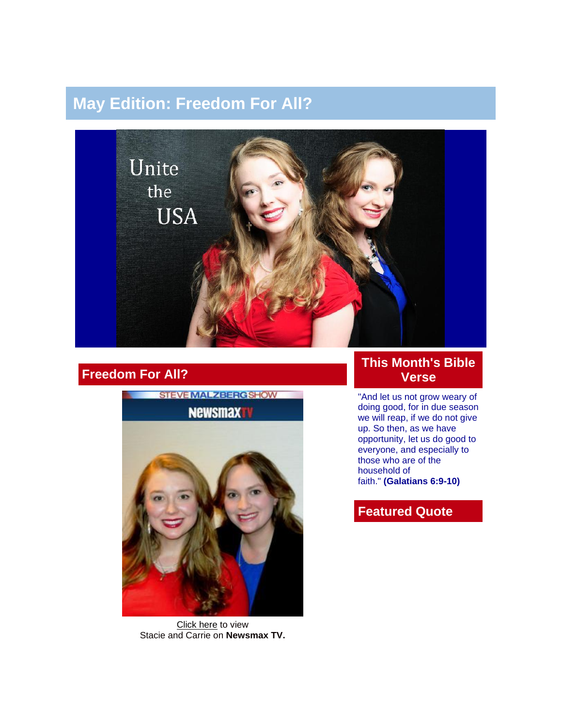# May Edition: Freedom For All?

## Freedom For All?

Click here to view
Stacie and Carrie on **Newsmax TV.**

## This Month's Bible Verse

"And let us not grow weary of doing good, for in due season we will reap, if we do not give up. So then, as we have opportunity, let us do good to everyone, and especially to those who are of the household of faith." **(Galatians 6:9-10)**

## Featured Quote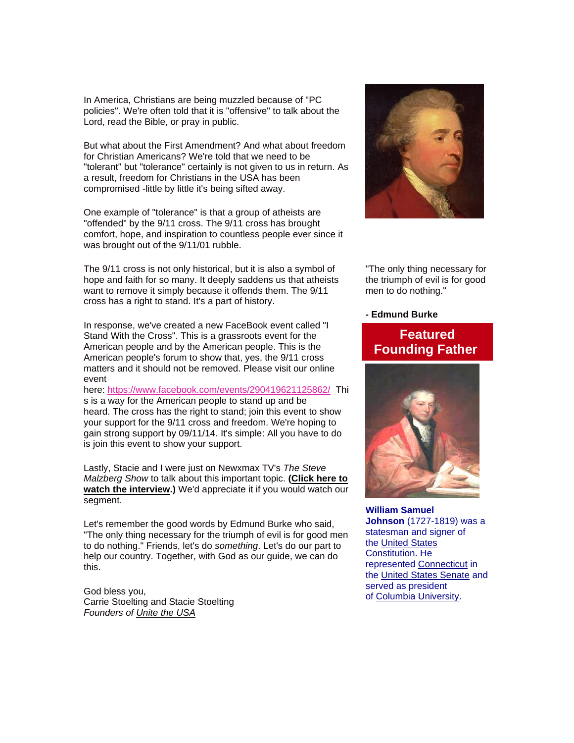In America, Christians are being muzzled because of "PC policies". We're often told that it is "offensive" to talk about the Lord, read the Bible, or pray in public.

But what about the First Amendment? And what about freedom for Christian Americans? We're told that we need to be "tolerant" but "tolerance" certainly is not given to us in return. As a result, freedom for Christians in the USA has been compromised -little by little it's being sifted away.

One example of "tolerance" is that a group of atheists are "offended" by the 9/11 cross. The 9/11 cross has brought comfort, hope, and inspiration to countless people ever since it was brought out of the 9/11/01 rubble.

The 9/11 cross is not only historical, but it is also a symbol of hope and faith for so many. It deeply saddens us that atheists want to remove it simply because it offends them. The 9/11 cross has a right to stand. It's a part of history.

In response, we've created a new FaceBook event called "I Stand With the Cross". This is a grassroots event for the American people and by the American people. This is the American people's forum to show that, yes, the 9/11 cross matters and it should not be removed. Please visit our online event here: https://www.facebook.com/events/290419621125862/ This is a way for the American people to stand up and be heard. The cross has the right to stand; join this event to show your support for the 9/11 cross and freedom. We're hoping to gain strong support by 09/11/14. It's simple: All you have to do is join this event to show your support.

Lastly, Stacie and I were just on Newxmax TV's *The Steve Malzberg Show* to talk about this important topic. **(Click here to watch the interview.)** We'd appreciate it if you would watch our segment.

Let's remember the good words by Edmund Burke who said, "The only thing necessary for the triumph of evil is for good men to do nothing." Friends, let's do *something*. Let's do our part to help our country. Together, with God as our guide, we can do this.

God bless you,
Carrie Stoelting and Stacie Stoelting
*Founders of Unite the USA*

"The only thing necessary for the triumph of evil is for good men to do nothing."

**- Edmund Burke**

## Featured Founding Father

**William Samuel Johnson** (1727-1819) was a statesman and signer of the United States Constitution. He represented Connecticut in the United States Senate and served as president of Columbia University.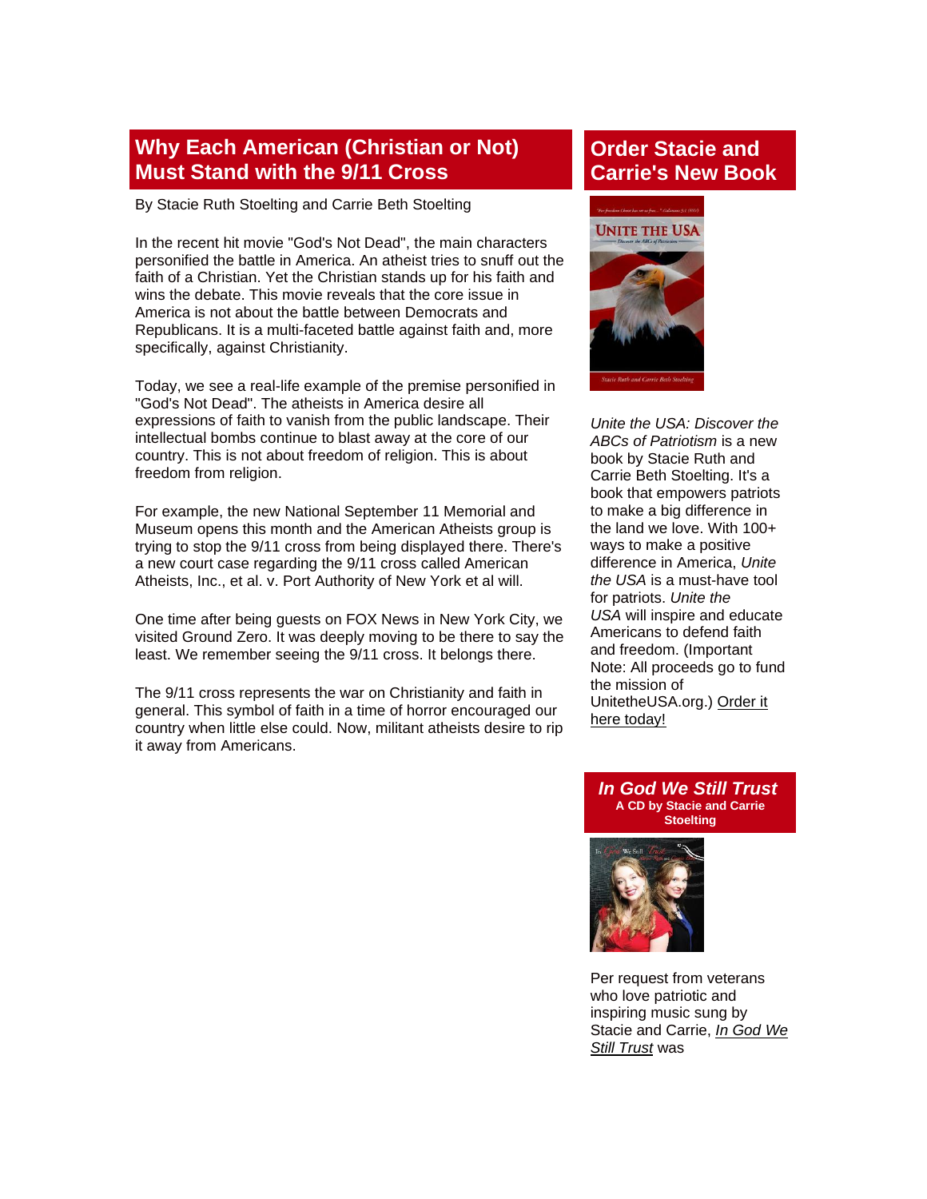## Why Each American (Christian or Not) Must Stand with the 9/11 Cross

By Stacie Ruth Stoelting and Carrie Beth Stoelting

In the recent hit movie "God's Not Dead", the main characters personified the battle in America. An atheist tries to snuff out the faith of a Christian. Yet the Christian stands up for his faith and wins the debate. This movie reveals that the core issue in America is not about the battle between Democrats and Republicans. It is a multi-faceted battle against faith and, more specifically, against Christianity.

Today, we see a real-life example of the premise personified in "God's Not Dead". The atheists in America desire all expressions of faith to vanish from the public landscape. Their intellectual bombs continue to blast away at the core of our country. This is not about freedom of religion. This is about freedom from religion.

For example, the new National September 11 Memorial and Museum opens this month and the American Atheists group is trying to stop the 9/11 cross from being displayed there. There's a new court case regarding the 9/11 cross called American Atheists, Inc., et al. v. Port Authority of New York et al will.

One time after being guests on FOX News in New York City, we visited Ground Zero. It was deeply moving to be there to say the least. We remember seeing the 9/11 cross. It belongs there.

The 9/11 cross represents the war on Christianity and faith in general. This symbol of faith in a time of horror encouraged our country when little else could. Now, militant atheists desire to rip it away from Americans.

## Order Stacie and Carrie's New Book

*Unite the USA: Discover the ABCs of Patriotism* is a new book by Stacie Ruth and Carrie Beth Stoelting. It's a book that empowers patriots to make a big difference in the land we love. With 100+ ways to make a positive difference in America, *Unite the USA* is a must-have tool for patriots. *Unite the USA* will inspire and educate Americans to defend faith and freedom. (Important Note: All proceeds go to fund the mission of UnitetheUSA.org.) Order it here today!

## *In God We Still Trust*

**A CD by Stacie and Carrie Stoelting**

Per request from veterans who love patriotic and inspiring music sung by Stacie and Carrie, *In God We Still Trust* was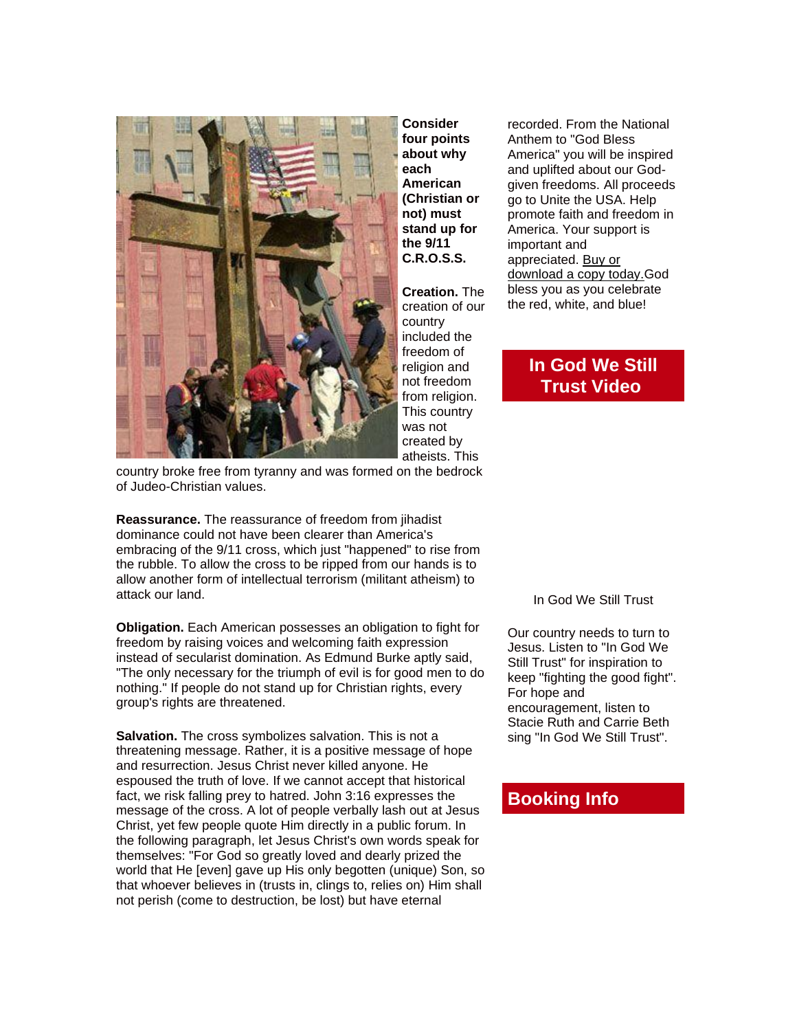**Consider four points about why each American (Christian or not) must stand up for the 9/11 C.R.O.S.S.**

**Creation.** The creation of our country included the freedom of religion and not freedom from religion. This country was not created by atheists. This country broke free from tyranny and was formed on the bedrock of Judeo-Christian values.

**Reassurance.** The reassurance of freedom from jihadist dominance could not have been clearer than America's embracing of the 9/11 cross, which just "happened" to rise from the rubble. To allow the cross to be ripped from our hands is to allow another form of intellectual terrorism (militant atheism) to attack our land.

**Obligation.** Each American possesses an obligation to fight for freedom by raising voices and welcoming faith expression instead of secularist domination. As Edmund Burke aptly said, "The only necessary for the triumph of evil is for good men to do nothing." If people do not stand up for Christian rights, every group's rights are threatened.

**Salvation.** The cross symbolizes salvation. This is not a threatening message. Rather, it is a positive message of hope and resurrection. Jesus Christ never killed anyone. He espoused the truth of love. If we cannot accept that historical fact, we risk falling prey to hatred. John 3:16 expresses the message of the cross. A lot of people verbally lash out at Jesus Christ, yet few people quote Him directly in a public forum. In the following paragraph, let Jesus Christ's own words speak for themselves: "For God so greatly loved and dearly prized the world that He [even] gave up His only begotten (unique) Son, so that whoever believes in (trusts in, clings to, relies on) Him shall not perish (come to destruction, be lost) but have eternal

recorded. From the National Anthem to "God Bless America" you will be inspired and uplifted about our God-given freedoms. All proceeds go to Unite the USA. Help promote faith and freedom in America. Your support is important and appreciated. Buy or download a copy today.God bless you as you celebrate the red, white, and blue!

## In God We Still Trust Video

In God We Still Trust

Our country needs to turn to Jesus. Listen to "In God We Still Trust" for inspiration to keep "fighting the good fight". For hope and encouragement, listen to Stacie Ruth and Carrie Beth sing "In God We Still Trust".

## Booking Info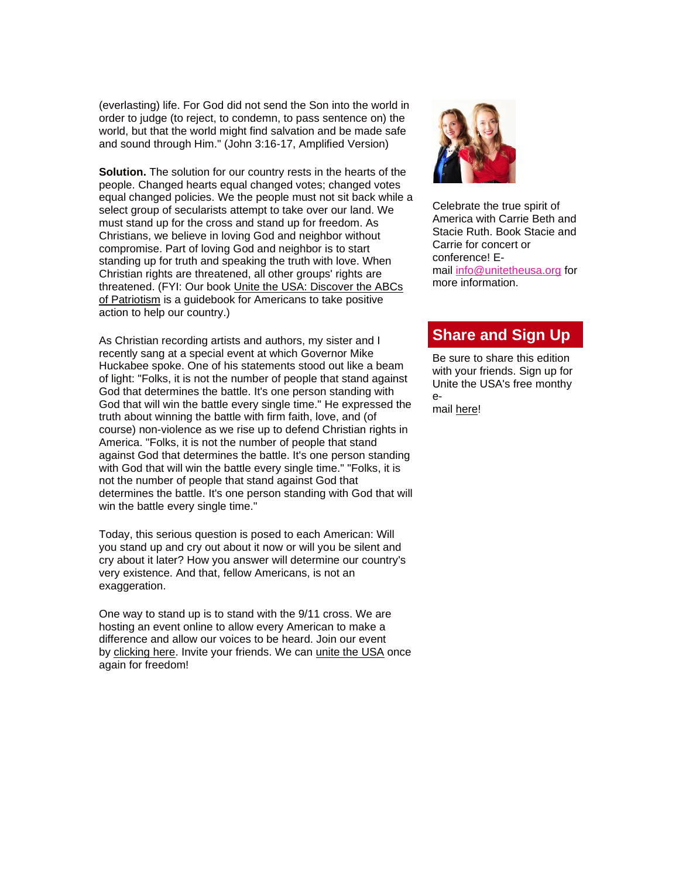(everlasting) life. For God did not send the Son into the world in order to judge (to reject, to condemn, to pass sentence on) the world, but that the world might find salvation and be made safe and sound through Him." (John 3:16-17, Amplified Version)

**Solution.** The solution for our country rests in the hearts of the people. Changed hearts equal changed votes; changed votes equal changed policies. We the people must not sit back while a select group of secularists attempt to take over our land. We must stand up for the cross and stand up for freedom. As Christians, we believe in loving God and neighbor without compromise. Part of loving God and neighbor is to start standing up for truth and speaking the truth with love. When Christian rights are threatened, all other groups' rights are threatened. (FYI: Our book Unite the USA: Discover the ABCs of Patriotism is a guidebook for Americans to take positive action to help our country.)

As Christian recording artists and authors, my sister and I recently sang at a special event at which Governor Mike Huckabee spoke. One of his statements stood out like a beam of light: "Folks, it is not the number of people that stand against God that determines the battle. It's one person standing with God that will win the battle every single time." He expressed the truth about winning the battle with firm faith, love, and (of course) non-violence as we rise up to defend Christian rights in America. "Folks, it is not the number of people that stand against God that determines the battle. It's one person standing with God that will win the battle every single time." "Folks, it is not the number of people that stand against God that determines the battle. It's one person standing with God that will win the battle every single time."

Today, this serious question is posed to each American: Will you stand up and cry out about it now or will you be silent and cry about it later? How you answer will determine our country's very existence. And that, fellow Americans, is not an exaggeration.

One way to stand up is to stand with the 9/11 cross. We are hosting an event online to allow every American to make a difference and allow our voices to be heard. Join our event by clicking here. Invite your friends. We can unite the USA once again for freedom!

Celebrate the true spirit of America with Carrie Beth and Stacie Ruth. Book Stacie and Carrie for concert or conference! E-mail info@unitetheusa.org for more information.

## Share and Sign Up

Be sure to share this edition with your friends. Sign up for Unite the USA's free monthy e-mail here!